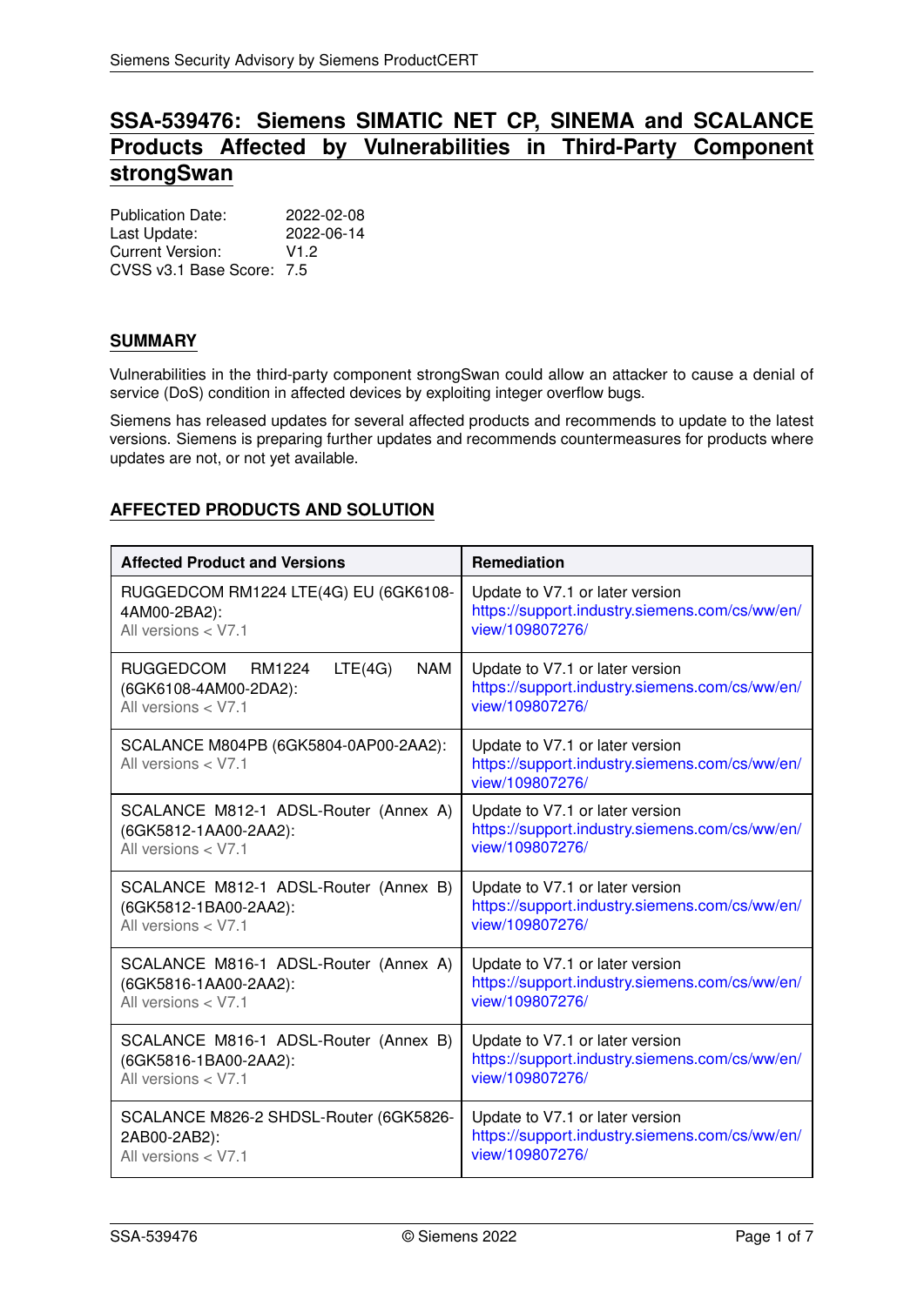# SSA-539476: Siemens SIMATIC NET CP, SINEMA and SCALANCE Products Affected by Vulnerabilities in Third-Party Component strongSwan

Publication Date: 2022-02-08
Last Update: 2022-06-14
Current Version: V1.2
CVSS v3.1 Base Score: 7.5

## SUMMARY

Vulnerabilities in the third-party component strongSwan could allow an attacker to cause a denial of service (DoS) condition in affected devices by exploiting integer overflow bugs.

Siemens has released updates for several affected products and recommends to update to the latest versions. Siemens is preparing further updates and recommends countermeasures for products where updates are not, or not yet available.

## AFFECTED PRODUCTS AND SOLUTION

| Affected Product and Versions | Remediation |
|---|---|
| RUGGEDCOM RM1224 LTE(4G) EU (6GK6108-4AM00-2BA2): All versions < V7.1 | Update to V7.1 or later version https://support.industry.siemens.com/cs/ww/en/view/109807276/ |
| RUGGEDCOM RM1224 LTE(4G) NAM (6GK6108-4AM00-2DA2): All versions < V7.1 | Update to V7.1 or later version https://support.industry.siemens.com/cs/ww/en/view/109807276/ |
| SCALANCE M804PB (6GK5804-0AP00-2AA2): All versions < V7.1 | Update to V7.1 or later version https://support.industry.siemens.com/cs/ww/en/view/109807276/ |
| SCALANCE M812-1 ADSL-Router (Annex A) (6GK5812-1AA00-2AA2): All versions < V7.1 | Update to V7.1 or later version https://support.industry.siemens.com/cs/ww/en/view/109807276/ |
| SCALANCE M812-1 ADSL-Router (Annex B) (6GK5812-1BA00-2AA2): All versions < V7.1 | Update to V7.1 or later version https://support.industry.siemens.com/cs/ww/en/view/109807276/ |
| SCALANCE M816-1 ADSL-Router (Annex A) (6GK5816-1AA00-2AA2): All versions < V7.1 | Update to V7.1 or later version https://support.industry.siemens.com/cs/ww/en/view/109807276/ |
| SCALANCE M816-1 ADSL-Router (Annex B) (6GK5816-1BA00-2AA2): All versions < V7.1 | Update to V7.1 or later version https://support.industry.siemens.com/cs/ww/en/view/109807276/ |
| SCALANCE M826-2 SHDSL-Router (6GK5826-2AB00-2AB2): All versions < V7.1 | Update to V7.1 or later version https://support.industry.siemens.com/cs/ww/en/view/109807276/ |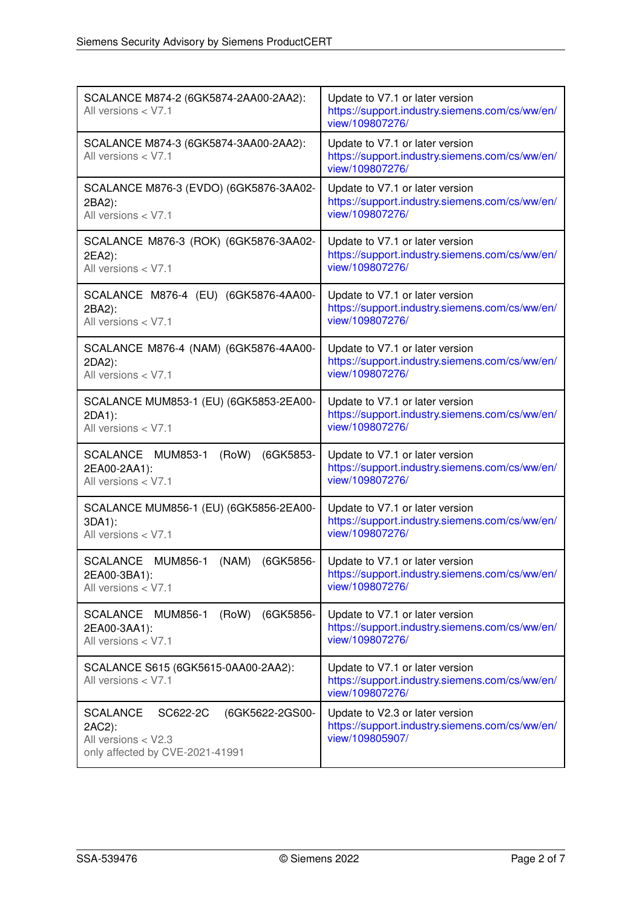| | |
|---|---|
| SCALANCE M874-2 (6GK5874-2AA00-2AA2):<br>All versions < V7.1 | Update to V7.1 or later version<br>https://support.industry.siemens.com/cs/ww/en/view/109807276/ |
| SCALANCE M874-3 (6GK5874-3AA00-2AA2):<br>All versions < V7.1 | Update to V7.1 or later version<br>https://support.industry.siemens.com/cs/ww/en/view/109807276/ |
| SCALANCE M876-3 (EVDO) (6GK5876-3AA02-2BA2):<br>All versions < V7.1 | Update to V7.1 or later version<br>https://support.industry.siemens.com/cs/ww/en/view/109807276/ |
| SCALANCE M876-3 (ROK) (6GK5876-3AA02-2EA2):<br>All versions < V7.1 | Update to V7.1 or later version<br>https://support.industry.siemens.com/cs/ww/en/view/109807276/ |
| SCALANCE M876-4 (EU) (6GK5876-4AA00-2BA2):<br>All versions < V7.1 | Update to V7.1 or later version<br>https://support.industry.siemens.com/cs/ww/en/view/109807276/ |
| SCALANCE M876-4 (NAM) (6GK5876-4AA00-2DA2):<br>All versions < V7.1 | Update to V7.1 or later version<br>https://support.industry.siemens.com/cs/ww/en/view/109807276/ |
| SCALANCE MUM853-1 (EU) (6GK5853-2EA00-2DA1):<br>All versions < V7.1 | Update to V7.1 or later version<br>https://support.industry.siemens.com/cs/ww/en/view/109807276/ |
| SCALANCE MUM853-1 (RoW) (6GK5853-2EA00-2AA1):<br>All versions < V7.1 | Update to V7.1 or later version<br>https://support.industry.siemens.com/cs/ww/en/view/109807276/ |
| SCALANCE MUM856-1 (EU) (6GK5856-2EA00-3DA1):<br>All versions < V7.1 | Update to V7.1 or later version<br>https://support.industry.siemens.com/cs/ww/en/view/109807276/ |
| SCALANCE MUM856-1 (NAM) (6GK5856-2EA00-3BA1):<br>All versions < V7.1 | Update to V7.1 or later version<br>https://support.industry.siemens.com/cs/ww/en/view/109807276/ |
| SCALANCE MUM856-1 (RoW) (6GK5856-2EA00-3AA1):<br>All versions < V7.1 | Update to V7.1 or later version<br>https://support.industry.siemens.com/cs/ww/en/view/109807276/ |
| SCALANCE S615 (6GK5615-0AA00-2AA2):<br>All versions < V7.1 | Update to V7.1 or later version<br>https://support.industry.siemens.com/cs/ww/en/view/109807276/ |
| SCALANCE SC622-2C (6GK5622-2GS00-2AC2):<br>All versions < V2.3<br>only affected by CVE-2021-41991 | Update to V2.3 or later version<br>https://support.industry.siemens.com/cs/ww/en/view/109805907/ |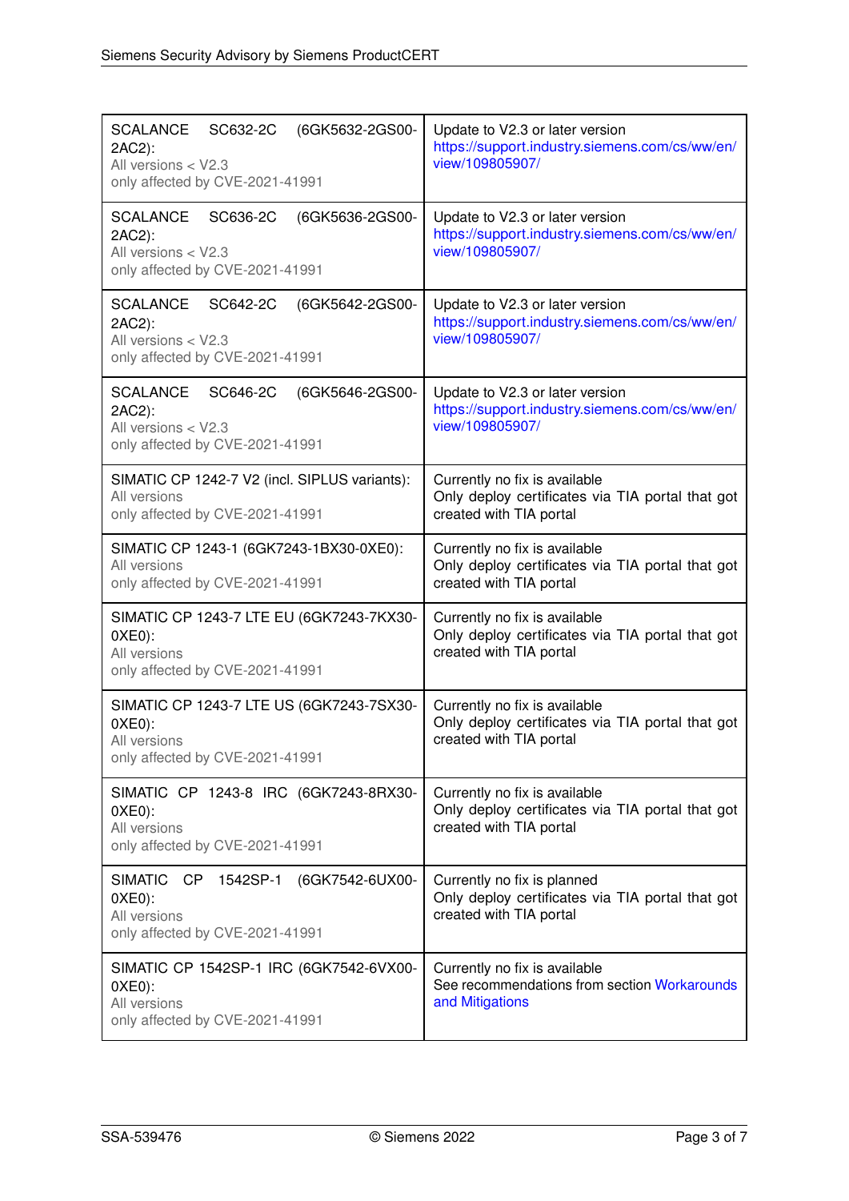| | |
|---|---|
| SCALANCE SC632-2C (6GK5632-2GS00-2AC2):<br>All versions < V2.3<br>only affected by CVE-2021-41991 | Update to V2.3 or later version<br>https://support.industry.siemens.com/cs/ww/en/view/109805907/ |
| SCALANCE SC636-2C (6GK5636-2GS00-2AC2):<br>All versions < V2.3<br>only affected by CVE-2021-41991 | Update to V2.3 or later version<br>https://support.industry.siemens.com/cs/ww/en/view/109805907/ |
| SCALANCE SC642-2C (6GK5642-2GS00-2AC2):<br>All versions < V2.3<br>only affected by CVE-2021-41991 | Update to V2.3 or later version<br>https://support.industry.siemens.com/cs/ww/en/view/109805907/ |
| SCALANCE SC646-2C (6GK5646-2GS00-2AC2):<br>All versions < V2.3<br>only affected by CVE-2021-41991 | Update to V2.3 or later version<br>https://support.industry.siemens.com/cs/ww/en/view/109805907/ |
| SIMATIC CP 1242-7 V2 (incl. SIPLUS variants):<br>All versions<br>only affected by CVE-2021-41991 | Currently no fix is available<br>Only deploy certificates via TIA portal that got created with TIA portal |
| SIMATIC CP 1243-1 (6GK7243-1BX30-0XE0):<br>All versions<br>only affected by CVE-2021-41991 | Currently no fix is available<br>Only deploy certificates via TIA portal that got created with TIA portal |
| SIMATIC CP 1243-7 LTE EU (6GK7243-7KX30-0XE0):<br>All versions<br>only affected by CVE-2021-41991 | Currently no fix is available<br>Only deploy certificates via TIA portal that got created with TIA portal |
| SIMATIC CP 1243-7 LTE US (6GK7243-7SX30-0XE0):<br>All versions<br>only affected by CVE-2021-41991 | Currently no fix is available<br>Only deploy certificates via TIA portal that got created with TIA portal |
| SIMATIC CP 1243-8 IRC (6GK7243-8RX30-0XE0):<br>All versions<br>only affected by CVE-2021-41991 | Currently no fix is available<br>Only deploy certificates via TIA portal that got created with TIA portal |
| SIMATIC CP 1542SP-1 (6GK7542-6UX00-0XE0):<br>All versions<br>only affected by CVE-2021-41991 | Currently no fix is planned<br>Only deploy certificates via TIA portal that got created with TIA portal |
| SIMATIC CP 1542SP-1 IRC (6GK7542-6VX00-0XE0):<br>All versions<br>only affected by CVE-2021-41991 | Currently no fix is available<br>See recommendations from section Workarounds and Mitigations |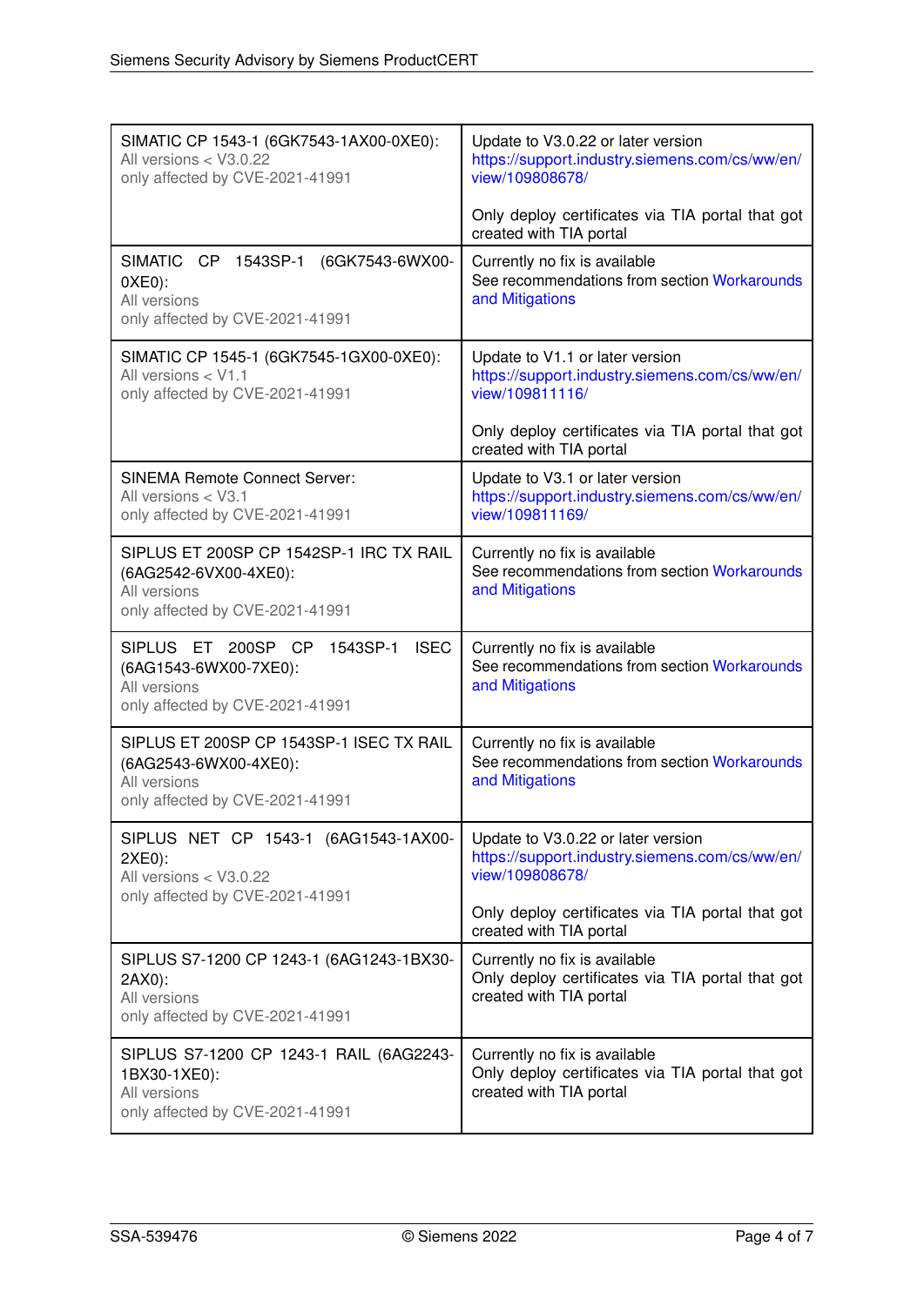| | |
|---|---|
| SIMATIC CP 1543-1 (6GK7543-1AX00-0XE0):<br>All versions < V3.0.22<br>only affected by CVE-2021-41991 | Update to V3.0.22 or later version<br>https://support.industry.siemens.com/cs/ww/en/view/109808678/<br><br>Only deploy certificates via TIA portal that got created with TIA portal |
| SIMATIC CP 1543SP-1 (6GK7543-6WX00-0XE0):<br>All versions<br>only affected by CVE-2021-41991 | Currently no fix is available<br>See recommendations from section Workarounds and Mitigations |
| SIMATIC CP 1545-1 (6GK7545-1GX00-0XE0):<br>All versions < V1.1<br>only affected by CVE-2021-41991 | Update to V1.1 or later version<br>https://support.industry.siemens.com/cs/ww/en/view/109811116/<br><br>Only deploy certificates via TIA portal that got created with TIA portal |
| SINEMA Remote Connect Server:<br>All versions < V3.1<br>only affected by CVE-2021-41991 | Update to V3.1 or later version<br>https://support.industry.siemens.com/cs/ww/en/view/109811169/ |
| SIPLUS ET 200SP CP 1542SP-1 IRC TX RAIL (6AG2542-6VX00-4XE0):<br>All versions<br>only affected by CVE-2021-41991 | Currently no fix is available<br>See recommendations from section Workarounds and Mitigations |
| SIPLUS ET 200SP CP 1543SP-1 ISEC (6AG1543-6WX00-7XE0):<br>All versions<br>only affected by CVE-2021-41991 | Currently no fix is available<br>See recommendations from section Workarounds and Mitigations |
| SIPLUS ET 200SP CP 1543SP-1 ISEC TX RAIL (6AG2543-6WX00-4XE0):<br>All versions<br>only affected by CVE-2021-41991 | Currently no fix is available<br>See recommendations from section Workarounds and Mitigations |
| SIPLUS NET CP 1543-1 (6AG1543-1AX00-2XE0):<br>All versions < V3.0.22<br>only affected by CVE-2021-41991 | Update to V3.0.22 or later version<br>https://support.industry.siemens.com/cs/ww/en/view/109808678/<br><br>Only deploy certificates via TIA portal that got created with TIA portal |
| SIPLUS S7-1200 CP 1243-1 (6AG1243-1BX30-2AX0):<br>All versions<br>only affected by CVE-2021-41991 | Currently no fix is available<br>Only deploy certificates via TIA portal that got created with TIA portal |
| SIPLUS S7-1200 CP 1243-1 RAIL (6AG2243-1BX30-1XE0):<br>All versions<br>only affected by CVE-2021-41991 | Currently no fix is available<br>Only deploy certificates via TIA portal that got created with TIA portal |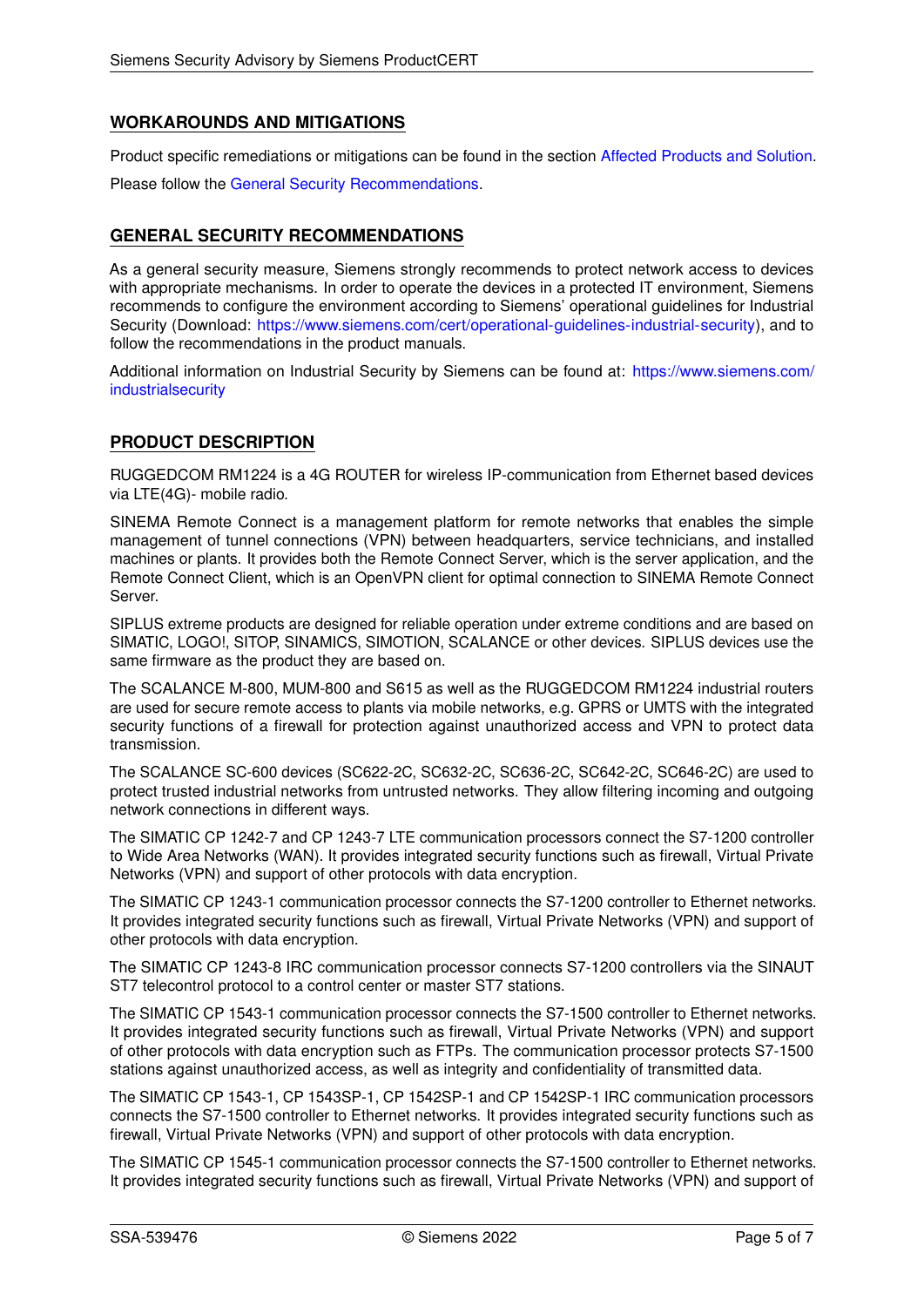## WORKAROUNDS AND MITIGATIONS

Product specific remediations or mitigations can be found in the section Affected Products and Solution.

Please follow the General Security Recommendations.

## GENERAL SECURITY RECOMMENDATIONS

As a general security measure, Siemens strongly recommends to protect network access to devices with appropriate mechanisms. In order to operate the devices in a protected IT environment, Siemens recommends to configure the environment according to Siemens' operational guidelines for Industrial Security (Download: https://www.siemens.com/cert/operational-guidelines-industrial-security), and to follow the recommendations in the product manuals.

Additional information on Industrial Security by Siemens can be found at: https://www.siemens.com/industrialsecurity

## PRODUCT DESCRIPTION

RUGGEDCOM RM1224 is a 4G ROUTER for wireless IP-communication from Ethernet based devices via LTE(4G)- mobile radio.

SINEMA Remote Connect is a management platform for remote networks that enables the simple management of tunnel connections (VPN) between headquarters, service technicians, and installed machines or plants. It provides both the Remote Connect Server, which is the server application, and the Remote Connect Client, which is an OpenVPN client for optimal connection to SINEMA Remote Connect Server.

SIPLUS extreme products are designed for reliable operation under extreme conditions and are based on SIMATIC, LOGO!, SITOP, SINAMICS, SIMOTION, SCALANCE or other devices. SIPLUS devices use the same firmware as the product they are based on.

The SCALANCE M-800, MUM-800 and S615 as well as the RUGGEDCOM RM1224 industrial routers are used for secure remote access to plants via mobile networks, e.g. GPRS or UMTS with the integrated security functions of a firewall for protection against unauthorized access and VPN to protect data transmission.

The SCALANCE SC-600 devices (SC622-2C, SC632-2C, SC636-2C, SC642-2C, SC646-2C) are used to protect trusted industrial networks from untrusted networks. They allow filtering incoming and outgoing network connections in different ways.

The SIMATIC CP 1242-7 and CP 1243-7 LTE communication processors connect the S7-1200 controller to Wide Area Networks (WAN). It provides integrated security functions such as firewall, Virtual Private Networks (VPN) and support of other protocols with data encryption.

The SIMATIC CP 1243-1 communication processor connects the S7-1200 controller to Ethernet networks. It provides integrated security functions such as firewall, Virtual Private Networks (VPN) and support of other protocols with data encryption.

The SIMATIC CP 1243-8 IRC communication processor connects S7-1200 controllers via the SINAUT ST7 telecontrol protocol to a control center or master ST7 stations.

The SIMATIC CP 1543-1 communication processor connects the S7-1500 controller to Ethernet networks. It provides integrated security functions such as firewall, Virtual Private Networks (VPN) and support of other protocols with data encryption such as FTPs. The communication processor protects S7-1500 stations against unauthorized access, as well as integrity and confidentiality of transmitted data.

The SIMATIC CP 1543-1, CP 1543SP-1, CP 1542SP-1 and CP 1542SP-1 IRC communication processors connects the S7-1500 controller to Ethernet networks. It provides integrated security functions such as firewall, Virtual Private Networks (VPN) and support of other protocols with data encryption.

The SIMATIC CP 1545-1 communication processor connects the S7-1500 controller to Ethernet networks. It provides integrated security functions such as firewall, Virtual Private Networks (VPN) and support of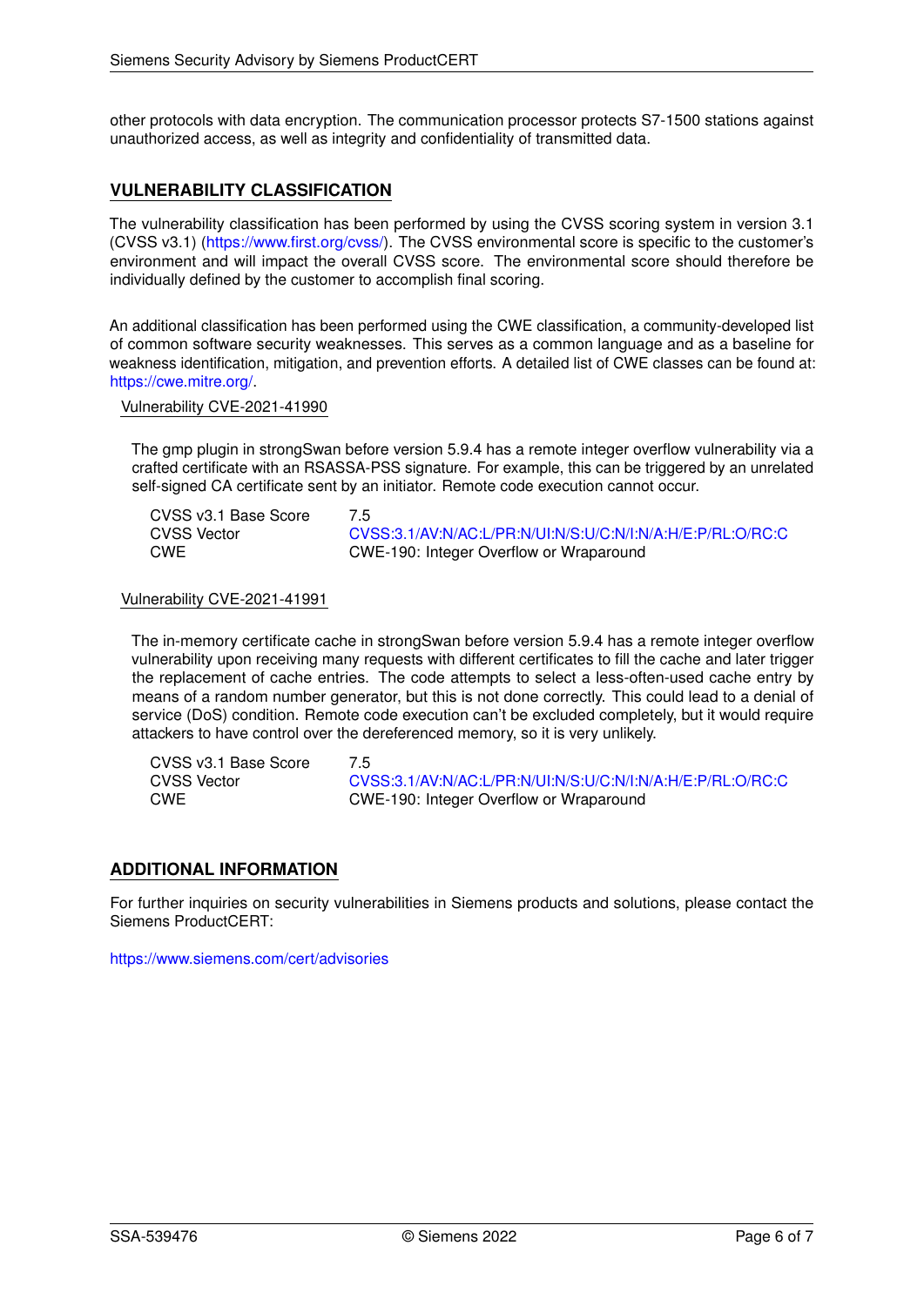other protocols with data encryption. The communication processor protects S7-1500 stations against unauthorized access, as well as integrity and confidentiality of transmitted data.

## VULNERABILITY CLASSIFICATION

The vulnerability classification has been performed by using the CVSS scoring system in version 3.1 (CVSS v3.1) (https://www.first.org/cvss/). The CVSS environmental score is specific to the customer's environment and will impact the overall CVSS score. The environmental score should therefore be individually defined by the customer to accomplish final scoring.

An additional classification has been performed using the CWE classification, a community-developed list of common software security weaknesses. This serves as a common language and as a baseline for weakness identification, mitigation, and prevention efforts. A detailed list of CWE classes can be found at: https://cwe.mitre.org/.

### Vulnerability CVE-2021-41990

The gmp plugin in strongSwan before version 5.9.4 has a remote integer overflow vulnerability via a crafted certificate with an RSASSA-PSS signature. For example, this can be triggered by an unrelated self-signed CA certificate sent by an initiator. Remote code execution cannot occur.

| | |
|---|---|
| CVSS v3.1 Base Score | 7.5 |
| CVSS Vector | CVSS:3.1/AV:N/AC:L/PR:N/UI:N/S:U/C:N/I:N/A:H/E:P/RL:O/RC:C |
| CWE | CWE-190: Integer Overflow or Wraparound |

### Vulnerability CVE-2021-41991

The in-memory certificate cache in strongSwan before version 5.9.4 has a remote integer overflow vulnerability upon receiving many requests with different certificates to fill the cache and later trigger the replacement of cache entries. The code attempts to select a less-often-used cache entry by means of a random number generator, but this is not done correctly. This could lead to a denial of service (DoS) condition. Remote code execution can't be excluded completely, but it would require attackers to have control over the dereferenced memory, so it is very unlikely.

| | |
|---|---|
| CVSS v3.1 Base Score | 7.5 |
| CVSS Vector | CVSS:3.1/AV:N/AC:L/PR:N/UI:N/S:U/C:N/I:N/A:H/E:P/RL:O/RC:C |
| CWE | CWE-190: Integer Overflow or Wraparound |

## ADDITIONAL INFORMATION

For further inquiries on security vulnerabilities in Siemens products and solutions, please contact the Siemens ProductCERT:

https://www.siemens.com/cert/advisories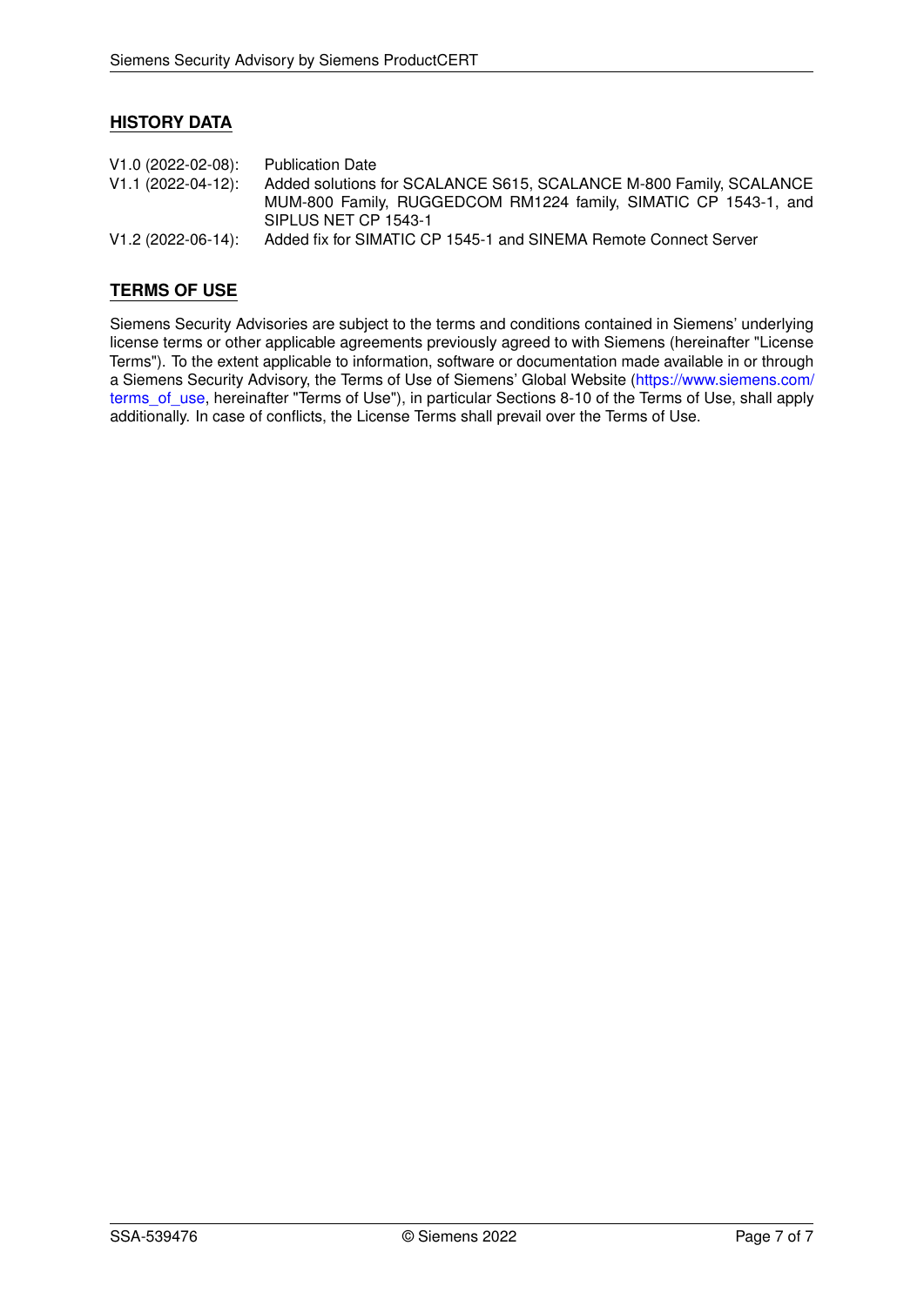## HISTORY DATA

| | |
|---|---|
| V1.0 (2022-02-08): | Publication Date |
| V1.1 (2022-04-12): | Added solutions for SCALANCE S615, SCALANCE M-800 Family, SCALANCE MUM-800 Family, RUGGEDCOM RM1224 family, SIMATIC CP 1543-1, and SIPLUS NET CP 1543-1 |
| V1.2 (2022-06-14): | Added fix for SIMATIC CP 1545-1 and SINEMA Remote Connect Server |

## TERMS OF USE

Siemens Security Advisories are subject to the terms and conditions contained in Siemens' underlying license terms or other applicable agreements previously agreed to with Siemens (hereinafter "License Terms"). To the extent applicable to information, software or documentation made available in or through a Siemens Security Advisory, the Terms of Use of Siemens' Global Website (https://www.siemens.com/terms_of_use, hereinafter "Terms of Use"), in particular Sections 8-10 of the Terms of Use, shall apply additionally. In case of conflicts, the License Terms shall prevail over the Terms of Use.